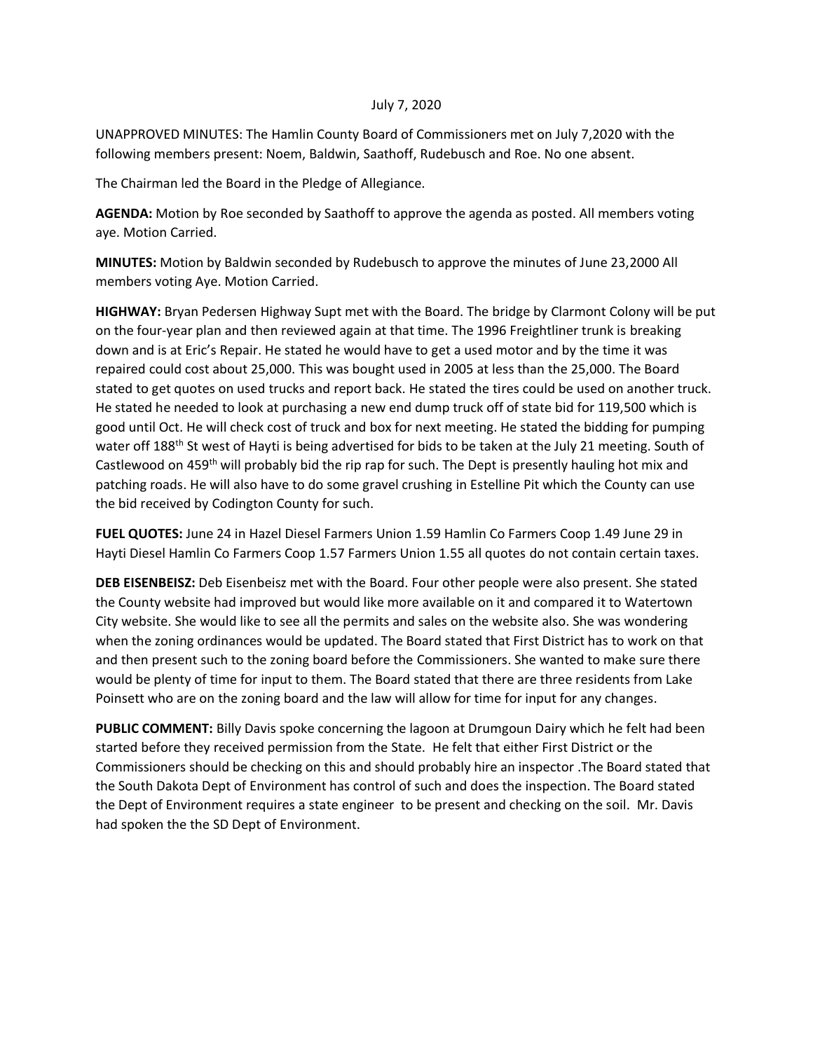July 7, 2020

UNAPPROVED MINUTES: The Hamlin County Board of Commissioners met on July 7,2020 with the following members present: Noem, Baldwin, Saathoff, Rudebusch and Roe. No one absent.

The Chairman led the Board in the Pledge of Allegiance.

**AGENDA:** Motion by Roe seconded by Saathoff to approve the agenda as posted. All members voting aye. Motion Carried.

**MINUTES:** Motion by Baldwin seconded by Rudebusch to approve the minutes of June 23,2000 All members voting Aye. Motion Carried.

**HIGHWAY:** Bryan Pedersen Highway Supt met with the Board. The bridge by Clarmont Colony will be put on the four-year plan and then reviewed again at that time. The 1996 Freightliner trunk is breaking down and is at Eric's Repair. He stated he would have to get a used motor and by the time it was repaired could cost about 25,000. This was bought used in 2005 at less than the 25,000. The Board stated to get quotes on used trucks and report back. He stated the tires could be used on another truck. He stated he needed to look at purchasing a new end dump truck off of state bid for 119,500 which is good until Oct. He will check cost of truck and box for next meeting. He stated the bidding for pumping water off 188th St west of Hayti is being advertised for bids to be taken at the July 21 meeting. South of Castlewood on 459th will probably bid the rip rap for such. The Dept is presently hauling hot mix and patching roads. He will also have to do some gravel crushing in Estelline Pit which the County can use the bid received by Codington County for such.

**FUEL QUOTES:** June 24 in Hazel Diesel Farmers Union 1.59 Hamlin Co Farmers Coop 1.49 June 29 in Hayti Diesel Hamlin Co Farmers Coop 1.57 Farmers Union 1.55 all quotes do not contain certain taxes.

**DEB EISENBEISZ:** Deb Eisenbeisz met with the Board. Four other people were also present. She stated the County website had improved but would like more available on it and compared it to Watertown City website. She would like to see all the permits and sales on the website also. She was wondering when the zoning ordinances would be updated. The Board stated that First District has to work on that and then present such to the zoning board before the Commissioners. She wanted to make sure there would be plenty of time for input to them. The Board stated that there are three residents from Lake Poinsett who are on the zoning board and the law will allow for time for input for any changes.

**PUBLIC COMMENT:** Billy Davis spoke concerning the lagoon at Drumgoun Dairy which he felt had been started before they received permission from the State. He felt that either First District or the Commissioners should be checking on this and should probably hire an inspector .The Board stated that the South Dakota Dept of Environment has control of such and does the inspection. The Board stated the Dept of Environment requires a state engineer to be present and checking on the soil. Mr. Davis had spoken the the SD Dept of Environment.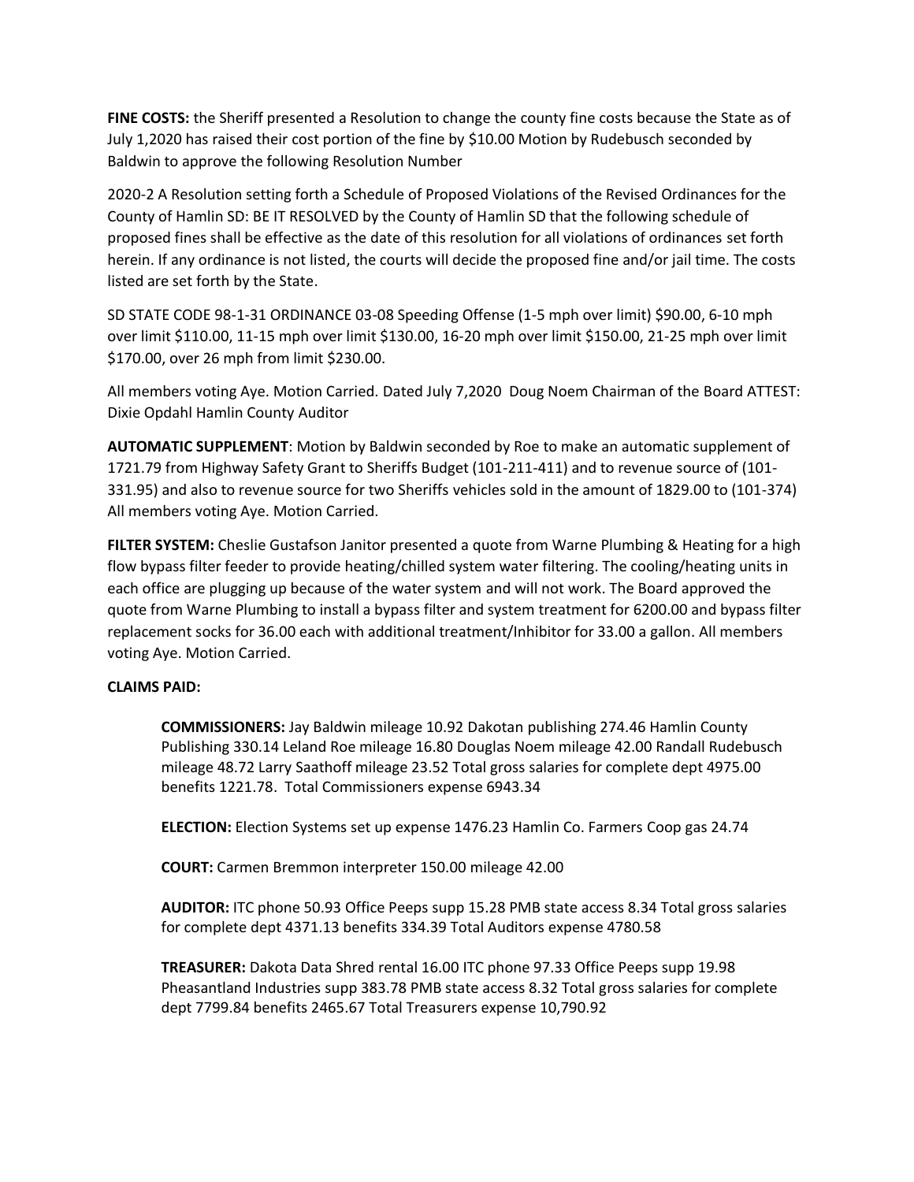**FINE COSTS:** the Sheriff presented a Resolution to change the county fine costs because the State as of July 1,2020 has raised their cost portion of the fine by $10.00 Motion by Rudebusch seconded by Baldwin to approve the following Resolution Number

2020-2 A Resolution setting forth a Schedule of Proposed Violations of the Revised Ordinances for the County of Hamlin SD: BE IT RESOLVED by the County of Hamlin SD that the following schedule of proposed fines shall be effective as the date of this resolution for all violations of ordinances set forth herein. If any ordinance is not listed, the courts will decide the proposed fine and/or jail time. The costs listed are set forth by the State.

SD STATE CODE 98-1-31 ORDINANCE 03-08 Speeding Offense (1-5 mph over limit) $90.00, 6-10 mph over limit $110.00, 11-15 mph over limit $130.00, 16-20 mph over limit $150.00, 21-25 mph over limit $170.00, over 26 mph from limit $230.00.

All members voting Aye. Motion Carried. Dated July 7,2020 Doug Noem Chairman of the Board ATTEST: Dixie Opdahl Hamlin County Auditor

**AUTOMATIC SUPPLEMENT**: Motion by Baldwin seconded by Roe to make an automatic supplement of 1721.79 from Highway Safety Grant to Sheriffs Budget (101-211-411) and to revenue source of (101-331.95) and also to revenue source for two Sheriffs vehicles sold in the amount of 1829.00 to (101-374) All members voting Aye. Motion Carried.

**FILTER SYSTEM:** Cheslie Gustafson Janitor presented a quote from Warne Plumbing & Heating for a high flow bypass filter feeder to provide heating/chilled system water filtering. The cooling/heating units in each office are plugging up because of the water system and will not work. The Board approved the quote from Warne Plumbing to install a bypass filter and system treatment for 6200.00 and bypass filter replacement socks for 36.00 each with additional treatment/Inhibitor for 33.00 a gallon. All members voting Aye. Motion Carried.

**CLAIMS PAID:**

**COMMISSIONERS:** Jay Baldwin mileage 10.92 Dakotan publishing 274.46 Hamlin County Publishing 330.14 Leland Roe mileage 16.80 Douglas Noem mileage 42.00 Randall Rudebusch mileage 48.72 Larry Saathoff mileage 23.52 Total gross salaries for complete dept 4975.00 benefits 1221.78. Total Commissioners expense 6943.34

**ELECTION:** Election Systems set up expense 1476.23 Hamlin Co. Farmers Coop gas 24.74

**COURT:** Carmen Bremmon interpreter 150.00 mileage 42.00

**AUDITOR:** ITC phone 50.93 Office Peeps supp 15.28 PMB state access 8.34 Total gross salaries for complete dept 4371.13 benefits 334.39 Total Auditors expense 4780.58

**TREASURER:** Dakota Data Shred rental 16.00 ITC phone 97.33 Office Peeps supp 19.98 Pheasantland Industries supp 383.78 PMB state access 8.32 Total gross salaries for complete dept 7799.84 benefits 2465.67 Total Treasurers expense 10,790.92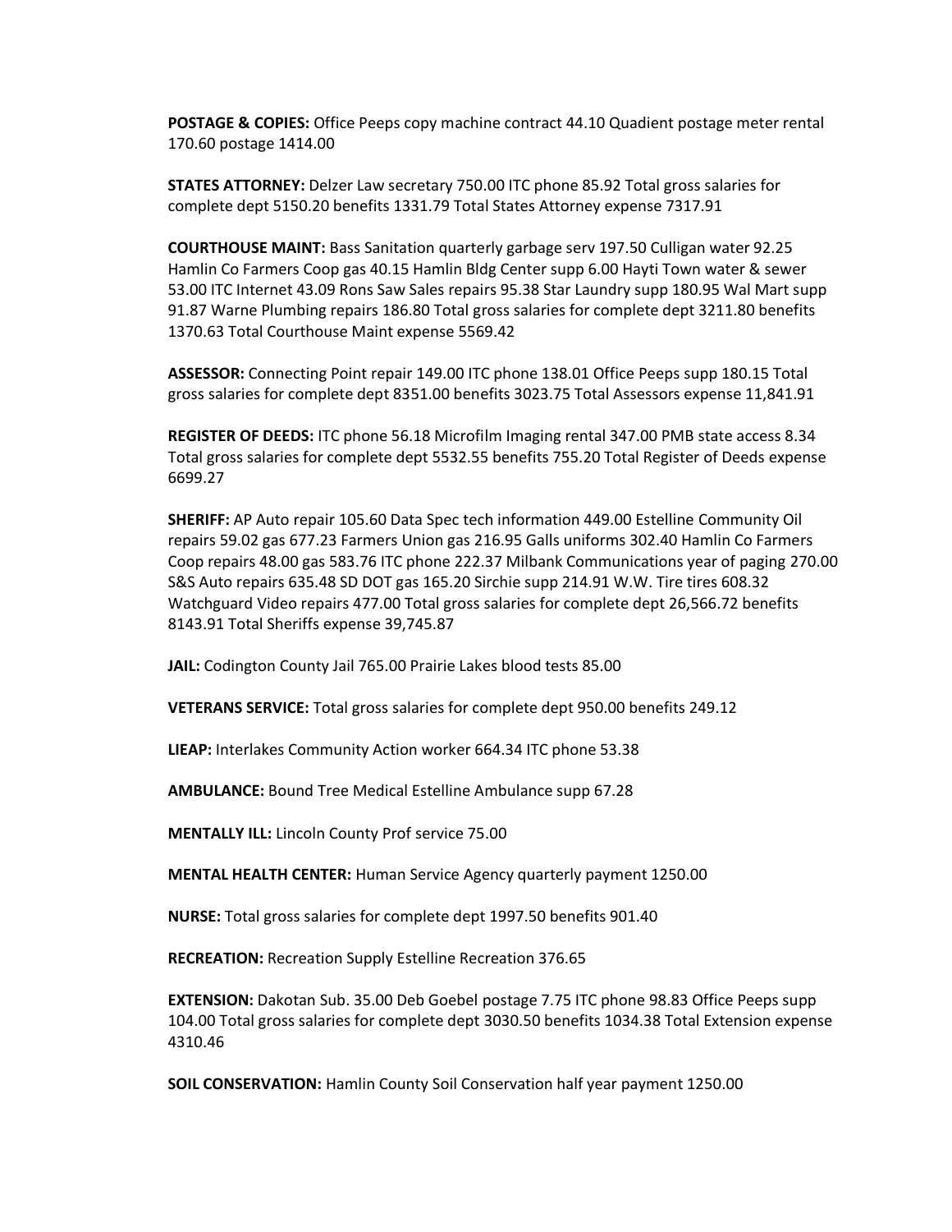**POSTAGE & COPIES:** Office Peeps copy machine contract 44.10 Quadient postage meter rental 170.60 postage 1414.00

**STATES ATTORNEY:** Delzer Law secretary 750.00 ITC phone 85.92 Total gross salaries for complete dept 5150.20 benefits 1331.79 Total States Attorney expense 7317.91

**COURTHOUSE MAINT:** Bass Sanitation quarterly garbage serv 197.50 Culligan water 92.25 Hamlin Co Farmers Coop gas 40.15 Hamlin Bldg Center supp 6.00 Hayti Town water & sewer 53.00 ITC Internet 43.09 Rons Saw Sales repairs 95.38 Star Laundry supp 180.95 Wal Mart supp 91.87 Warne Plumbing repairs 186.80 Total gross salaries for complete dept 3211.80 benefits 1370.63 Total Courthouse Maint expense 5569.42

**ASSESSOR:** Connecting Point repair 149.00 ITC phone 138.01 Office Peeps supp 180.15 Total gross salaries for complete dept 8351.00 benefits 3023.75 Total Assessors expense 11,841.91

**REGISTER OF DEEDS:** ITC phone 56.18 Microfilm Imaging rental 347.00 PMB state access 8.34 Total gross salaries for complete dept 5532.55 benefits 755.20 Total Register of Deeds expense 6699.27

**SHERIFF:** AP Auto repair 105.60 Data Spec tech information 449.00 Estelline Community Oil repairs 59.02 gas 677.23 Farmers Union gas 216.95 Galls uniforms 302.40 Hamlin Co Farmers Coop repairs 48.00 gas 583.76 ITC phone 222.37 Milbank Communications year of paging 270.00 S&S Auto repairs 635.48 SD DOT gas 165.20 Sirchie supp 214.91 W.W. Tire tires 608.32 Watchguard Video repairs 477.00 Total gross salaries for complete dept 26,566.72 benefits 8143.91 Total Sheriffs expense 39,745.87

**JAIL:** Codington County Jail 765.00 Prairie Lakes blood tests 85.00

**VETERANS SERVICE:** Total gross salaries for complete dept 950.00 benefits 249.12

**LIEAP:** Interlakes Community Action worker 664.34 ITC phone 53.38

**AMBULANCE:** Bound Tree Medical Estelline Ambulance supp 67.28

**MENTALLY ILL:** Lincoln County Prof service 75.00

**MENTAL HEALTH CENTER:** Human Service Agency quarterly payment 1250.00

**NURSE:** Total gross salaries for complete dept 1997.50 benefits 901.40

**RECREATION:** Recreation Supply Estelline Recreation 376.65

**EXTENSION:** Dakotan Sub. 35.00 Deb Goebel postage 7.75 ITC phone 98.83 Office Peeps supp 104.00 Total gross salaries for complete dept 3030.50 benefits 1034.38 Total Extension expense 4310.46

**SOIL CONSERVATION:** Hamlin County Soil Conservation half year payment 1250.00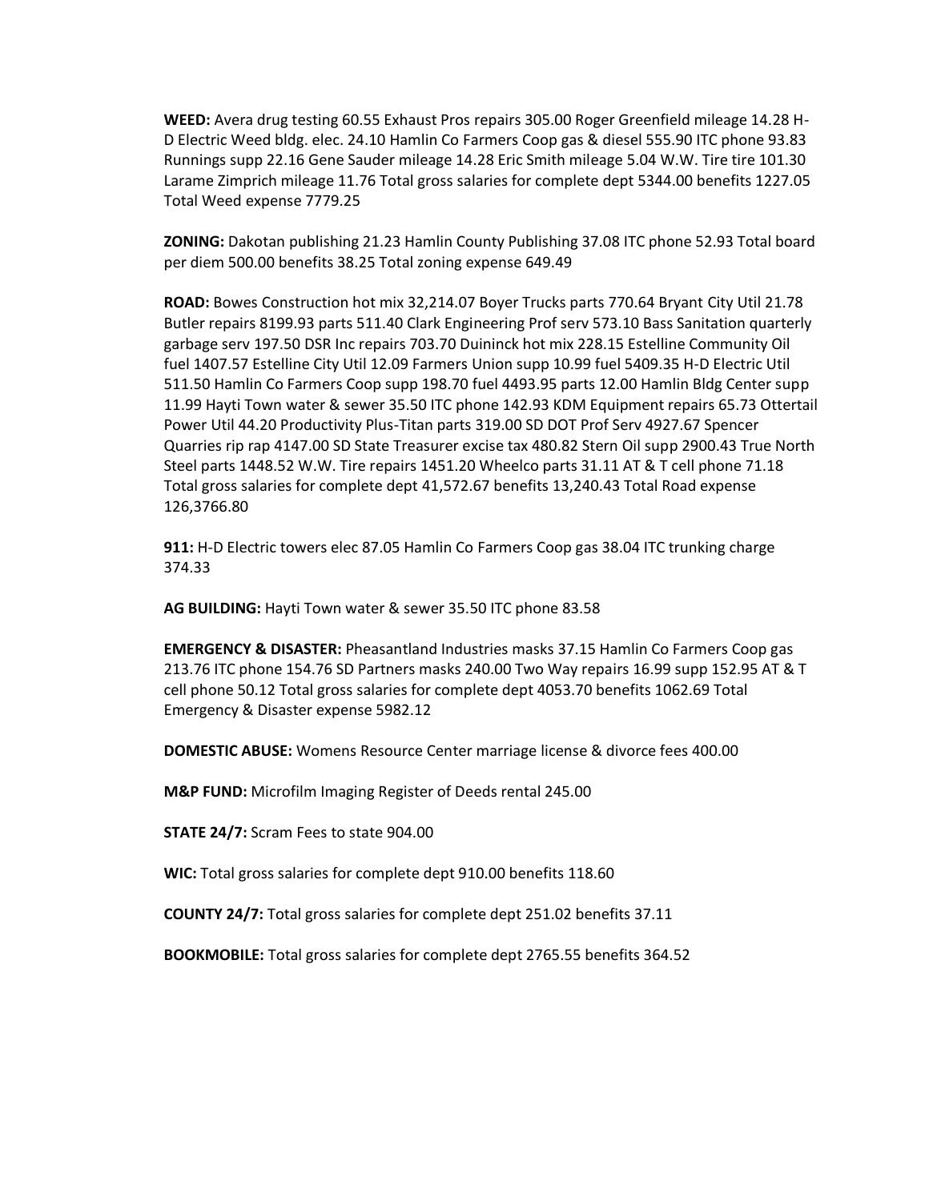**WEED:** Avera drug testing 60.55 Exhaust Pros repairs 305.00 Roger Greenfield mileage 14.28 H-D Electric Weed bldg. elec. 24.10 Hamlin Co Farmers Coop gas & diesel 555.90 ITC phone 93.83 Runnings supp 22.16 Gene Sauder mileage 14.28 Eric Smith mileage 5.04 W.W. Tire tire 101.30 Larame Zimprich mileage 11.76 Total gross salaries for complete dept 5344.00 benefits 1227.05 Total Weed expense 7779.25

**ZONING:** Dakotan publishing 21.23 Hamlin County Publishing 37.08 ITC phone 52.93 Total board per diem 500.00 benefits 38.25 Total zoning expense 649.49

**ROAD:** Bowes Construction hot mix 32,214.07 Boyer Trucks parts 770.64 Bryant City Util 21.78 Butler repairs 8199.93 parts 511.40 Clark Engineering Prof serv 573.10 Bass Sanitation quarterly garbage serv 197.50 DSR Inc repairs 703.70 Duininck hot mix 228.15 Estelline Community Oil fuel 1407.57 Estelline City Util 12.09 Farmers Union supp 10.99 fuel 5409.35 H-D Electric Util 511.50 Hamlin Co Farmers Coop supp 198.70 fuel 4493.95 parts 12.00 Hamlin Bldg Center supp 11.99 Hayti Town water & sewer 35.50 ITC phone 142.93 KDM Equipment repairs 65.73 Ottertail Power Util 44.20 Productivity Plus-Titan parts 319.00 SD DOT Prof Serv 4927.67 Spencer Quarries rip rap 4147.00 SD State Treasurer excise tax 480.82 Stern Oil supp 2900.43 True North Steel parts 1448.52 W.W. Tire repairs 1451.20 Wheelco parts 31.11 AT & T cell phone 71.18 Total gross salaries for complete dept 41,572.67 benefits 13,240.43 Total Road expense 126,3766.80

**911:** H-D Electric towers elec 87.05 Hamlin Co Farmers Coop gas 38.04 ITC trunking charge 374.33

**AG BUILDING:** Hayti Town water & sewer 35.50 ITC phone 83.58

**EMERGENCY & DISASTER:** Pheasantland Industries masks 37.15 Hamlin Co Farmers Coop gas 213.76 ITC phone 154.76 SD Partners masks 240.00 Two Way repairs 16.99 supp 152.95 AT & T cell phone 50.12 Total gross salaries for complete dept 4053.70 benefits 1062.69 Total Emergency & Disaster expense 5982.12

**DOMESTIC ABUSE:** Womens Resource Center marriage license & divorce fees 400.00

**M&P FUND:** Microfilm Imaging Register of Deeds rental 245.00

**STATE 24/7:** Scram Fees to state 904.00

**WIC:** Total gross salaries for complete dept 910.00 benefits 118.60

**COUNTY 24/7:** Total gross salaries for complete dept 251.02 benefits 37.11

**BOOKMOBILE:** Total gross salaries for complete dept 2765.55 benefits 364.52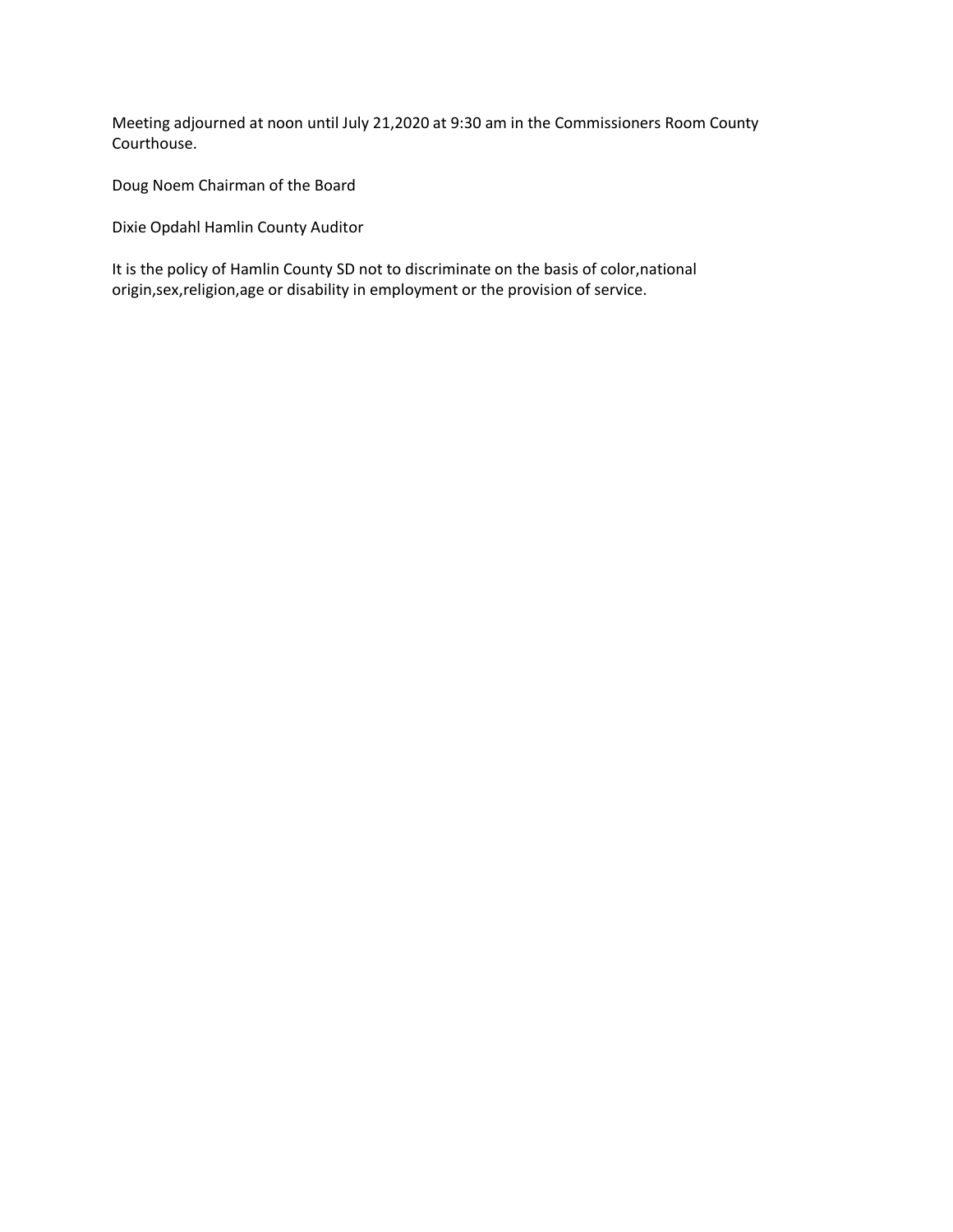Meeting adjourned at noon until July 21,2020 at 9:30 am in the Commissioners Room County Courthouse.

Doug Noem Chairman of the Board

Dixie Opdahl Hamlin County Auditor

It is the policy of Hamlin County SD not to discriminate on the basis of color,national origin,sex,religion,age or disability in employment or the provision of service.